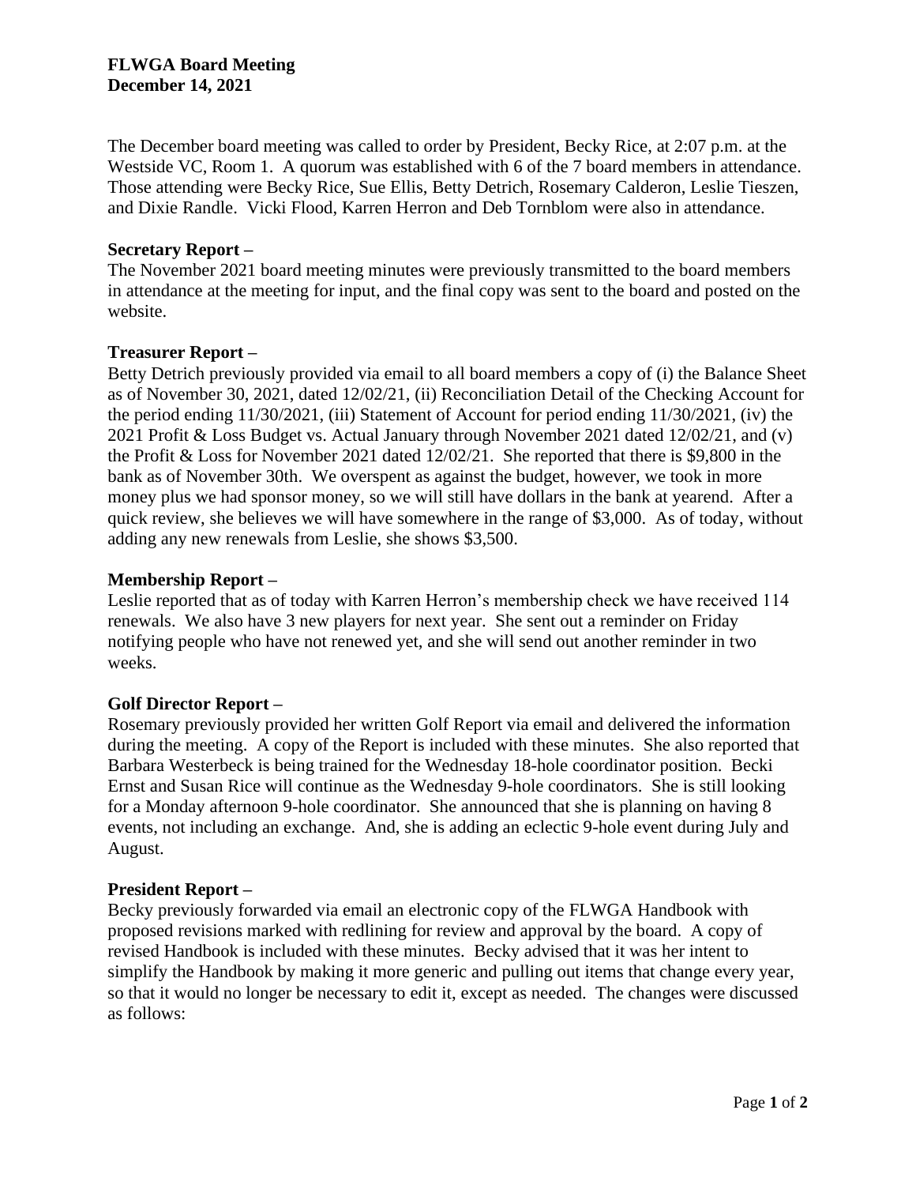**FLWGA Board Meeting**
**December 14, 2021**

The December board meeting was called to order by President, Becky Rice, at 2:07 p.m. at the Westside VC, Room 1. A quorum was established with 6 of the 7 board members in attendance. Those attending were Becky Rice, Sue Ellis, Betty Detrich, Rosemary Calderon, Leslie Tieszen, and Dixie Randle. Vicki Flood, Karren Herron and Deb Tornblom were also in attendance.

**Secretary Report –**
The November 2021 board meeting minutes were previously transmitted to the board members in attendance at the meeting for input, and the final copy was sent to the board and posted on the website.

**Treasurer Report –**
Betty Detrich previously provided via email to all board members a copy of (i) the Balance Sheet as of November 30, 2021, dated 12/02/21, (ii) Reconciliation Detail of the Checking Account for the period ending 11/30/2021, (iii) Statement of Account for period ending 11/30/2021, (iv) the 2021 Profit & Loss Budget vs. Actual January through November 2021 dated 12/02/21, and (v) the Profit & Loss for November 2021 dated 12/02/21. She reported that there is $9,800 in the bank as of November 30th. We overspent as against the budget, however, we took in more money plus we had sponsor money, so we will still have dollars in the bank at yearend. After a quick review, she believes we will have somewhere in the range of $3,000. As of today, without adding any new renewals from Leslie, she shows $3,500.

**Membership Report –**
Leslie reported that as of today with Karren Herron's membership check we have received 114 renewals. We also have 3 new players for next year. She sent out a reminder on Friday notifying people who have not renewed yet, and she will send out another reminder in two weeks.

**Golf Director Report –**
Rosemary previously provided her written Golf Report via email and delivered the information during the meeting. A copy of the Report is included with these minutes. She also reported that Barbara Westerbeck is being trained for the Wednesday 18-hole coordinator position. Becki Ernst and Susan Rice will continue as the Wednesday 9-hole coordinators. She is still looking for a Monday afternoon 9-hole coordinator. She announced that she is planning on having 8 events, not including an exchange. And, she is adding an eclectic 9-hole event during July and August.

**President Report –**
Becky previously forwarded via email an electronic copy of the FLWGA Handbook with proposed revisions marked with redlining for review and approval by the board. A copy of revised Handbook is included with these minutes. Becky advised that it was her intent to simplify the Handbook by making it more generic and pulling out items that change every year, so that it would no longer be necessary to edit it, except as needed. The changes were discussed as follows: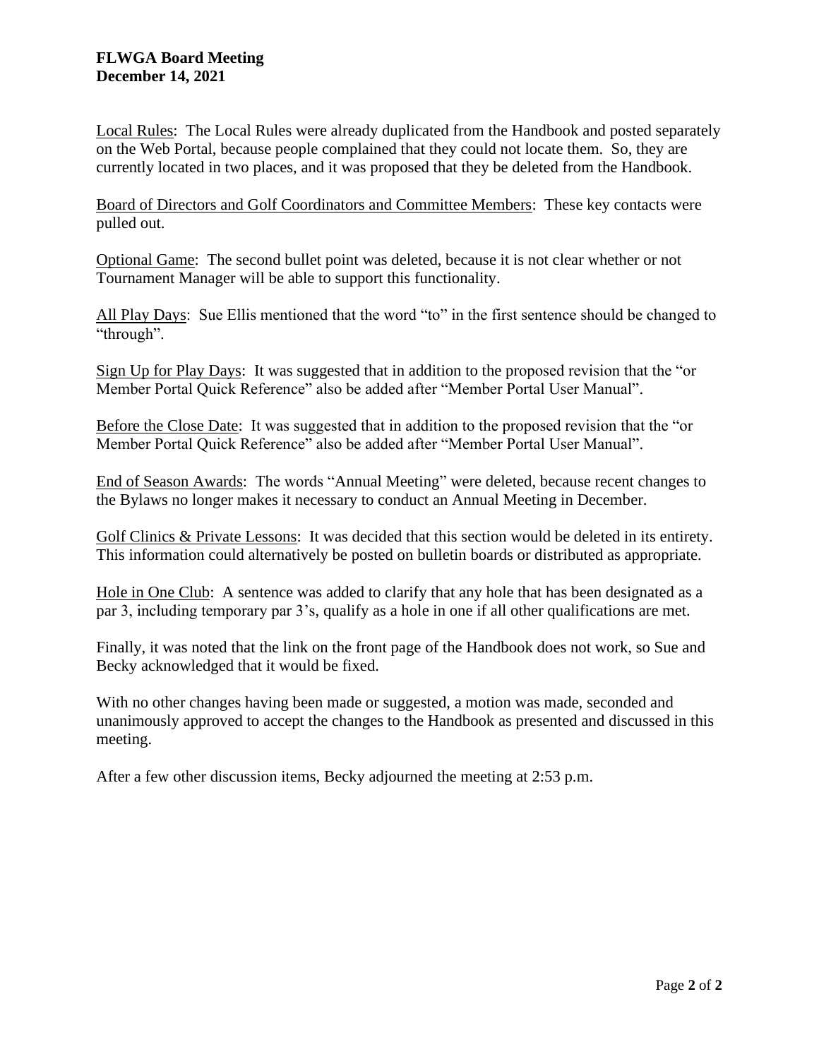Local Rules: The Local Rules were already duplicated from the Handbook and posted separately on the Web Portal, because people complained that they could not locate them. So, they are currently located in two places, and it was proposed that they be deleted from the Handbook.

Board of Directors and Golf Coordinators and Committee Members: These key contacts were pulled out.

Optional Game: The second bullet point was deleted, because it is not clear whether or not Tournament Manager will be able to support this functionality.

All Play Days: Sue Ellis mentioned that the word "to" in the first sentence should be changed to "through".

Sign Up for Play Days: It was suggested that in addition to the proposed revision that the "or Member Portal Quick Reference" also be added after "Member Portal User Manual".

Before the Close Date: It was suggested that in addition to the proposed revision that the "or Member Portal Quick Reference" also be added after "Member Portal User Manual".

End of Season Awards: The words "Annual Meeting" were deleted, because recent changes to the Bylaws no longer makes it necessary to conduct an Annual Meeting in December.

Golf Clinics & Private Lessons: It was decided that this section would be deleted in its entirety. This information could alternatively be posted on bulletin boards or distributed as appropriate.

Hole in One Club: A sentence was added to clarify that any hole that has been designated as a par 3, including temporary par 3's, qualify as a hole in one if all other qualifications are met.

Finally, it was noted that the link on the front page of the Handbook does not work, so Sue and Becky acknowledged that it would be fixed.

With no other changes having been made or suggested, a motion was made, seconded and unanimously approved to accept the changes to the Handbook as presented and discussed in this meeting.

After a few other discussion items, Becky adjourned the meeting at 2:53 p.m.